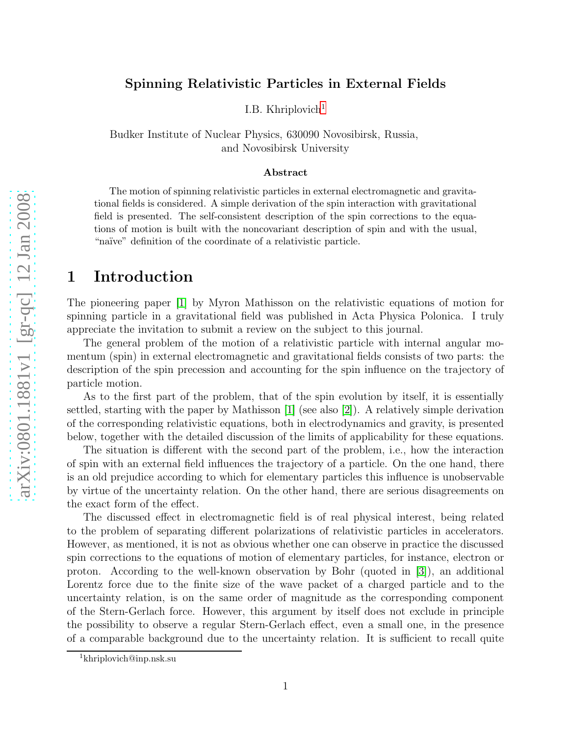# Spinning Relativistic Particles in External Fields

I.B. Khriplovich[1]

Budker Institute of Nuclear Physics, 630090 Novosibirsk, Russia,
and Novosibirsk University

### Abstract

The motion of spinning relativistic particles in external electromagnetic and gravitational fields is considered. A simple derivation of the spin interaction with gravitational field is presented. The self-consistent description of the spin corrections to the equations of motion is built with the noncovariant description of spin and with the usual, "naïve" definition of the coordinate of a relativistic particle.

## 1 Introduction

The pioneering paper [1] by Myron Mathisson on the relativistic equations of motion for spinning particle in a gravitational field was published in Acta Physica Polonica. I truly appreciate the invitation to submit a review on the subject to this journal.

The general problem of the motion of a relativistic particle with internal angular momentum (spin) in external electromagnetic and gravitational fields consists of two parts: the description of the spin precession and accounting for the spin influence on the trajectory of particle motion.

As to the first part of the problem, that of the spin evolution by itself, it is essentially settled, starting with the paper by Mathisson [1] (see also [2]). A relatively simple derivation of the corresponding relativistic equations, both in electrodynamics and gravity, is presented below, together with the detailed discussion of the limits of applicability for these equations.

The situation is different with the second part of the problem, i.e., how the interaction of spin with an external field influences the trajectory of a particle. On the one hand, there is an old prejudice according to which for elementary particles this influence is unobservable by virtue of the uncertainty relation. On the other hand, there are serious disagreements on the exact form of the effect.

The discussed effect in electromagnetic field is of real physical interest, being related to the problem of separating different polarizations of relativistic particles in accelerators. However, as mentioned, it is not as obvious whether one can observe in practice the discussed spin corrections to the equations of motion of elementary particles, for instance, electron or proton. According to the well-known observation by Bohr (quoted in [3]), an additional Lorentz force due to the finite size of the wave packet of a charged particle and to the uncertainty relation, is on the same order of magnitude as the corresponding component of the Stern-Gerlach force. However, this argument by itself does not exclude in principle the possibility to observe a regular Stern-Gerlach effect, even a small one, in the presence of a comparable background due to the uncertainty relation. It is sufficient to recall quite

[1] khriplovich@inp.nsk.su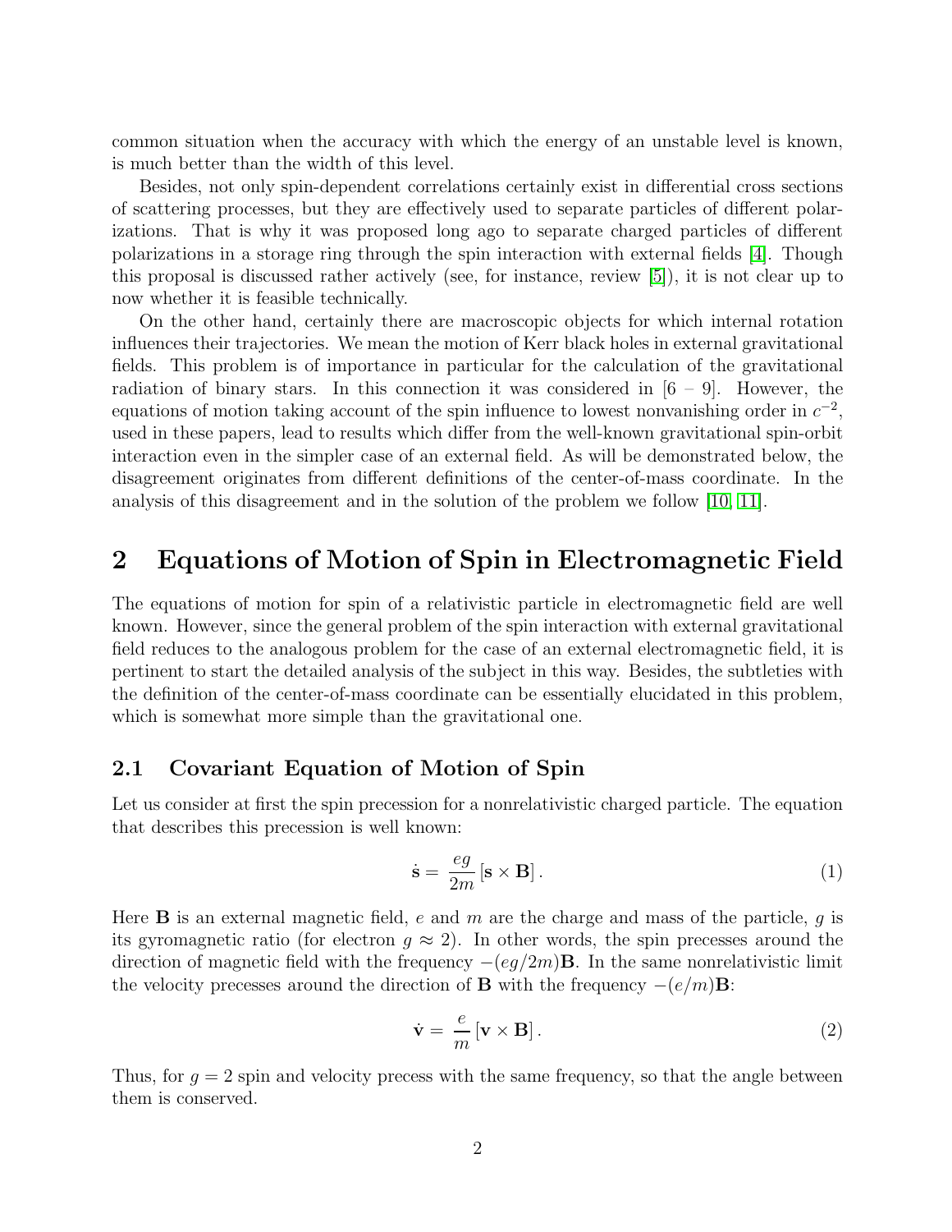common situation when the accuracy with which the energy of an unstable level is known, is much better than the width of this level.

Besides, not only spin-dependent correlations certainly exist in differential cross sections of scattering processes, but they are effectively used to separate particles of different polarizations. That is why it was proposed long ago to separate charged particles of different polarizations in a storage ring through the spin interaction with external fields [4]. Though this proposal is discussed rather actively (see, for instance, review [5]), it is not clear up to now whether it is feasible technically.

On the other hand, certainly there are macroscopic objects for which internal rotation influences their trajectories. We mean the motion of Kerr black holes in external gravitational fields. This problem is of importance in particular for the calculation of the gravitational radiation of binary stars. In this connection it was considered in [6 – 9]. However, the equations of motion taking account of the spin influence to lowest nonvanishing order in $c^{-2}$, used in these papers, lead to results which differ from the well-known gravitational spin-orbit interaction even in the simpler case of an external field. As will be demonstrated below, the disagreement originates from different definitions of the center-of-mass coordinate. In the analysis of this disagreement and in the solution of the problem we follow [10, 11].

## 2 Equations of Motion of Spin in Electromagnetic Field

The equations of motion for spin of a relativistic particle in electromagnetic field are well known. However, since the general problem of the spin interaction with external gravitational field reduces to the analogous problem for the case of an external electromagnetic field, it is pertinent to start the detailed analysis of the subject in this way. Besides, the subtleties with the definition of the center-of-mass coordinate can be essentially elucidated in this problem, which is somewhat more simple than the gravitational one.

### 2.1 Covariant Equation of Motion of Spin

Let us consider at first the spin precession for a nonrelativistic charged particle. The equation that describes this precession is well known:

$$\dot{\mathbf{s}} = \frac{eg}{2m}\left[\mathbf{s} \times \mathbf{B}\right]. \tag{1}$$

Here $\mathbf{B}$ is an external magnetic field, $e$ and $m$ are the charge and mass of the particle, $g$ is its gyromagnetic ratio (for electron $g \approx 2$). In other words, the spin precesses around the direction of magnetic field with the frequency $-(eg/2m)\mathbf{B}$. In the same nonrelativistic limit the velocity precesses around the direction of $\mathbf{B}$ with the frequency $-(e/m)\mathbf{B}$:

$$\dot{\mathbf{v}} = \frac{e}{m}\left[\mathbf{v} \times \mathbf{B}\right]. \tag{2}$$

Thus, for $g = 2$ spin and velocity precess with the same frequency, so that the angle between them is conserved.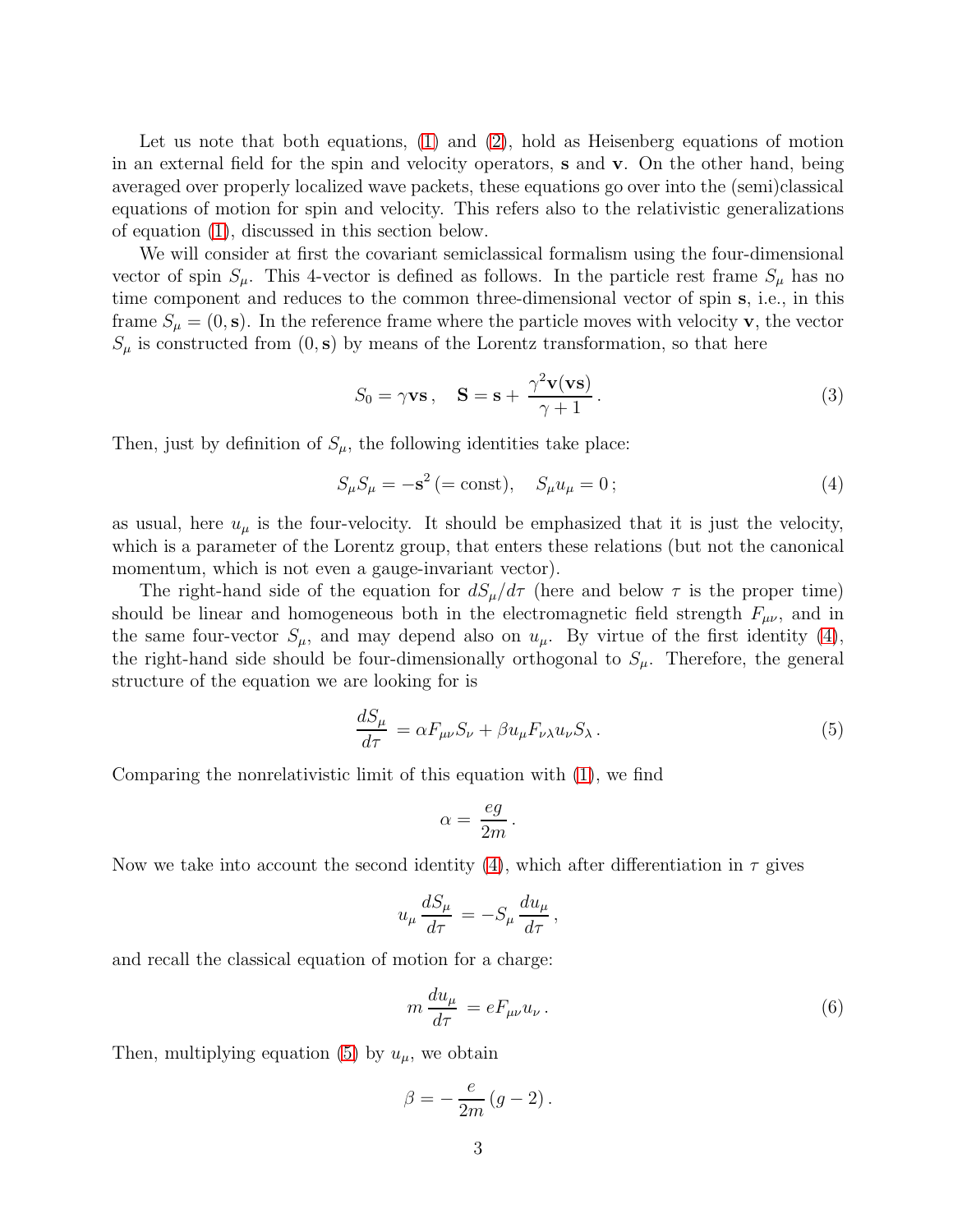Let us note that both equations, (1) and (2), hold as Heisenberg equations of motion in an external field for the spin and velocity operators, $\mathbf{s}$ and $\mathbf{v}$. On the other hand, being averaged over properly localized wave packets, these equations go over into the (semi)classical equations of motion for spin and velocity. This refers also to the relativistic generalizations of equation (1), discussed in this section below.

We will consider at first the covariant semiclassical formalism using the four-dimensional vector of spin $S_\mu$. This 4-vector is defined as follows. In the particle rest frame $S_\mu$ has no time component and reduces to the common three-dimensional vector of spin $\mathbf{s}$, i.e., in this frame $S_\mu = (0, \mathbf{s})$. In the reference frame where the particle moves with velocity $\mathbf{v}$, the vector $S_\mu$ is constructed from $(0, \mathbf{s})$ by means of the Lorentz transformation, so that here

$$S_0 = \gamma \mathbf{v}\mathbf{s}\,, \quad \mathbf{S} = \mathbf{s} + \frac{\gamma^2 \mathbf{v}(\mathbf{v}\mathbf{s})}{\gamma + 1}\,. \tag{3}$$

Then, just by definition of $S_\mu$, the following identities take place:

$$S_\mu S_\mu = -\mathbf{s}^2\,(= \text{const}), \quad S_\mu u_\mu = 0\,; \tag{4}$$

as usual, here $u_\mu$ is the four-velocity. It should be emphasized that it is just the velocity, which is a parameter of the Lorentz group, that enters these relations (but not the canonical momentum, which is not even a gauge-invariant vector).

The right-hand side of the equation for $dS_\mu/d\tau$ (here and below $\tau$ is the proper time) should be linear and homogeneous both in the electromagnetic field strength $F_{\mu\nu}$, and in the same four-vector $S_\mu$, and may depend also on $u_\mu$. By virtue of the first identity (4), the right-hand side should be four-dimensionally orthogonal to $S_\mu$. Therefore, the general structure of the equation we are looking for is

$$\frac{dS_\mu}{d\tau} = \alpha F_{\mu\nu} S_\nu + \beta u_\mu F_{\nu\lambda} u_\nu S_\lambda\,. \tag{5}$$

Comparing the nonrelativistic limit of this equation with (1), we find

$$\alpha = \frac{eg}{2m}\,.$$

Now we take into account the second identity (4), which after differentiation in $\tau$ gives

$$u_\mu \frac{dS_\mu}{d\tau} = -S_\mu \frac{du_\mu}{d\tau}\,,$$

and recall the classical equation of motion for a charge:

$$m\,\frac{du_\mu}{d\tau} = eF_{\mu\nu} u_\nu\,. \tag{6}$$

Then, multiplying equation (5) by $u_\mu$, we obtain

$$\beta = -\frac{e}{2m}\,(g-2)\,.$$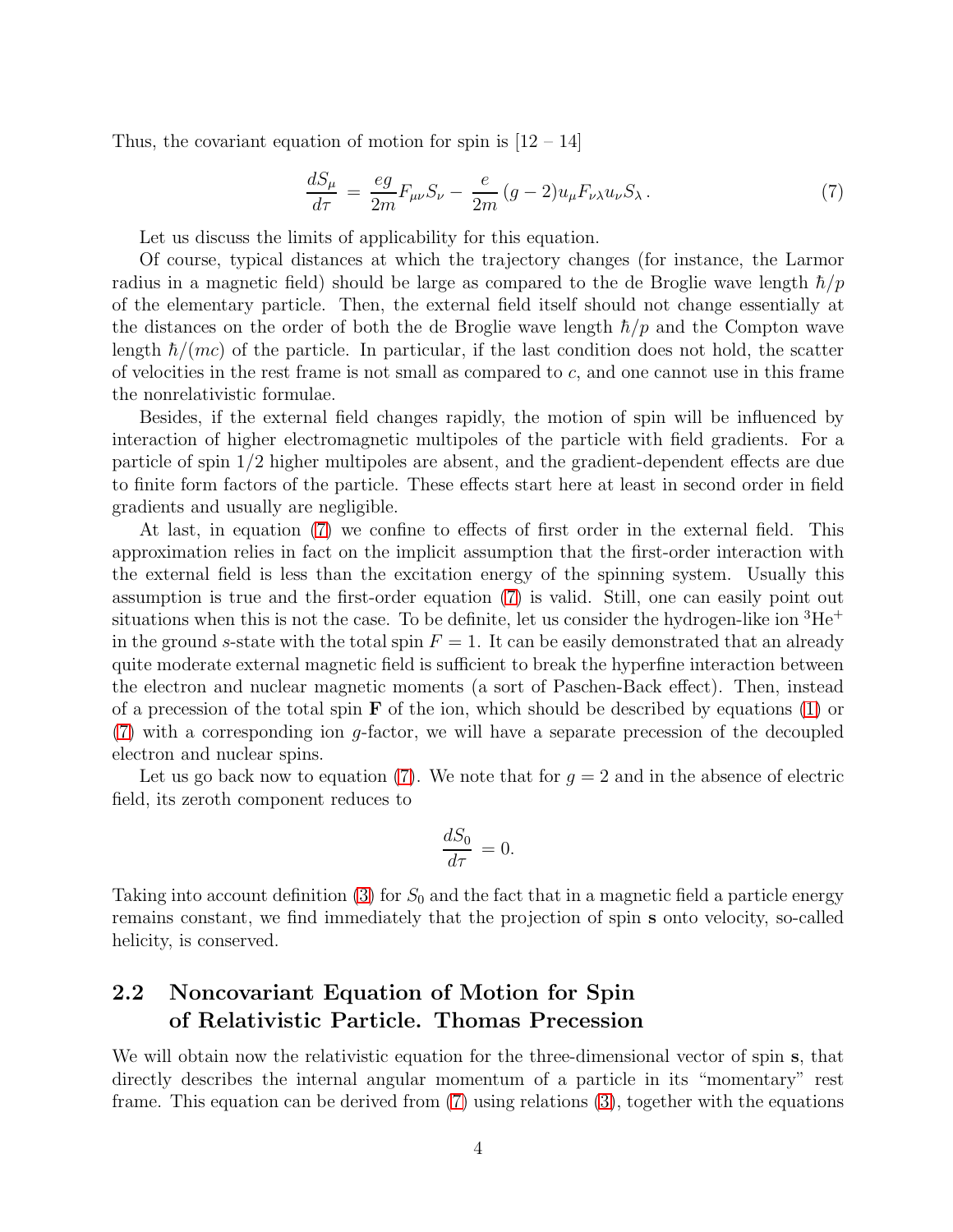Thus, the covariant equation of motion for spin is [12 – 14]

$$\frac{dS_\mu}{d\tau} = \frac{eg}{2m} F_{\mu\nu} S_\nu - \frac{e}{2m}(g-2) u_\mu F_{\nu\lambda} u_\nu S_\lambda \,. \tag{7}$$

Let us discuss the limits of applicability for this equation.

Of course, typical distances at which the trajectory changes (for instance, the Larmor radius in a magnetic field) should be large as compared to the de Broglie wave length $\hbar/p$ of the elementary particle. Then, the external field itself should not change essentially at the distances on the order of both the de Broglie wave length $\hbar/p$ and the Compton wave length $\hbar/(mc)$ of the particle. In particular, if the last condition does not hold, the scatter of velocities in the rest frame is not small as compared to $c$, and one cannot use in this frame the nonrelativistic formulae.

Besides, if the external field changes rapidly, the motion of spin will be influenced by interaction of higher electromagnetic multipoles of the particle with field gradients. For a particle of spin 1/2 higher multipoles are absent, and the gradient-dependent effects are due to finite form factors of the particle. These effects start here at least in second order in field gradients and usually are negligible.

At last, in equation (7) we confine to effects of first order in the external field. This approximation relies in fact on the implicit assumption that the first-order interaction with the external field is less than the excitation energy of the spinning system. Usually this assumption is true and the first-order equation (7) is valid. Still, one can easily point out situations when this is not the case. To be definite, let us consider the hydrogen-like ion $^3\mathrm{He}^+$ in the ground $s$-state with the total spin $F = 1$. It can be easily demonstrated that an already quite moderate external magnetic field is sufficient to break the hyperfine interaction between the electron and nuclear magnetic moments (a sort of Paschen-Back effect). Then, instead of a precession of the total spin $\mathbf{F}$ of the ion, which should be described by equations (1) or (7) with a corresponding ion $g$-factor, we will have a separate precession of the decoupled electron and nuclear spins.

Let us go back now to equation (7). We note that for $g = 2$ and in the absence of electric field, its zeroth component reduces to

$$\frac{dS_0}{d\tau} = 0.$$

Taking into account definition (3) for $S_0$ and the fact that in a magnetic field a particle energy remains constant, we find immediately that the projection of spin $\mathbf{s}$ onto velocity, so-called helicity, is conserved.

## 2.2 Noncovariant Equation of Motion for Spin of Relativistic Particle. Thomas Precession

We will obtain now the relativistic equation for the three-dimensional vector of spin $\mathbf{s}$, that directly describes the internal angular momentum of a particle in its "momentary" rest frame. This equation can be derived from (7) using relations (3), together with the equations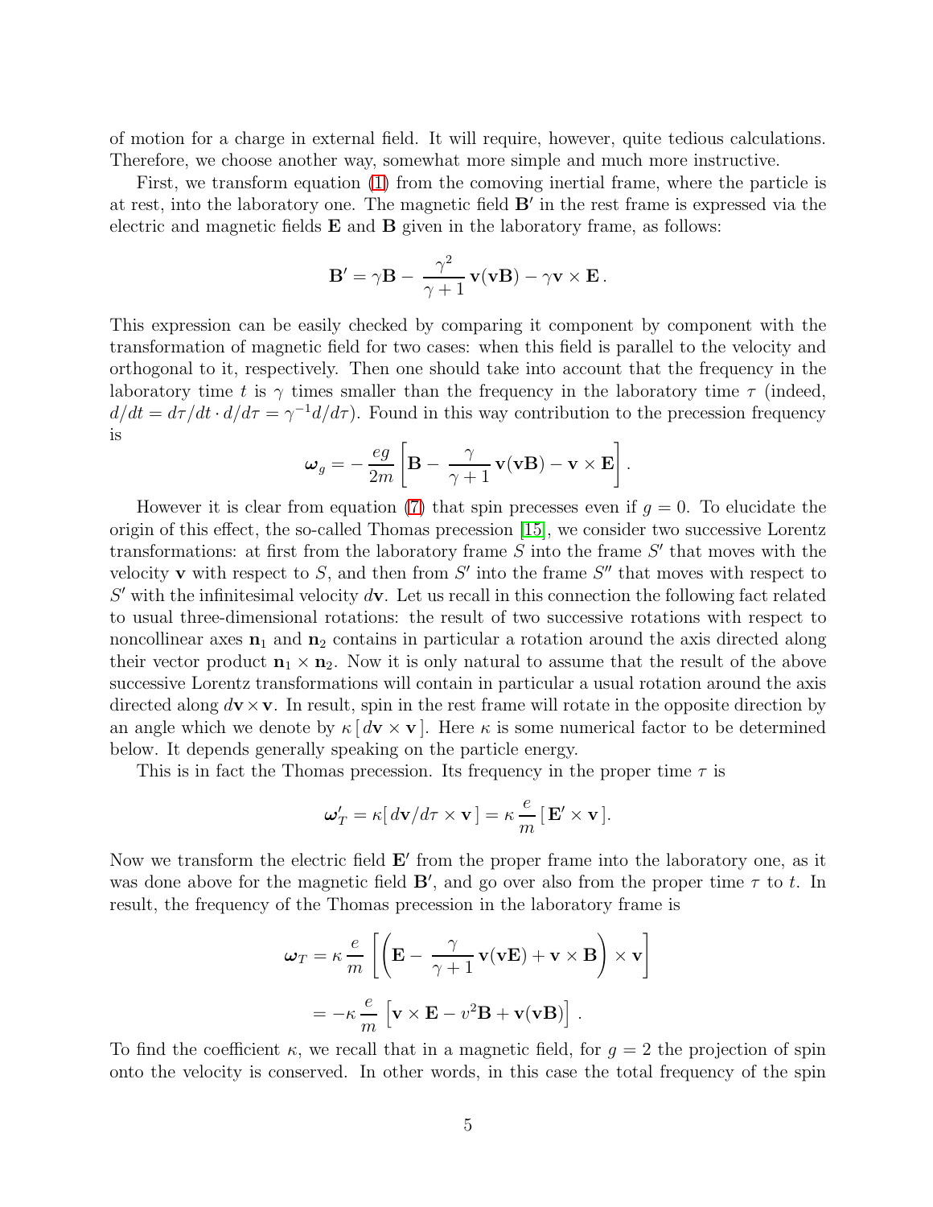of motion for a charge in external field. It will require, however, quite tedious calculations. Therefore, we choose another way, somewhat more simple and much more instructive.

First, we transform equation (1) from the comoving inertial frame, where the particle is at rest, into the laboratory one. The magnetic field $\mathbf{B}'$ in the rest frame is expressed via the electric and magnetic fields $\mathbf{E}$ and $\mathbf{B}$ given in the laboratory frame, as follows:

$$\mathbf{B}' = \gamma\mathbf{B} - \frac{\gamma^2}{\gamma+1}\,\mathbf{v}(\mathbf{v}\mathbf{B}) - \gamma\mathbf{v}\times\mathbf{E}\,.$$

This expression can be easily checked by comparing it component by component with the transformation of magnetic field for two cases: when this field is parallel to the velocity and orthogonal to it, respectively. Then one should take into account that the frequency in the laboratory time $t$ is $\gamma$ times smaller than the frequency in the laboratory time $\tau$ (indeed, $d/dt = d\tau/dt \cdot d/d\tau = \gamma^{-1}d/d\tau$). Found in this way contribution to the precession frequency is

$$\boldsymbol{\omega}_g = -\frac{eg}{2m}\left[\mathbf{B} - \frac{\gamma}{\gamma+1}\,\mathbf{v}(\mathbf{v}\mathbf{B}) - \mathbf{v}\times\mathbf{E}\right].$$

However it is clear from equation (7) that spin precesses even if $g = 0$. To elucidate the origin of this effect, the so-called Thomas precession [15], we consider two successive Lorentz transformations: at first from the laboratory frame $S$ into the frame $S'$ that moves with the velocity $\mathbf{v}$ with respect to $S$, and then from $S'$ into the frame $S''$ that moves with respect to $S'$ with the infinitesimal velocity $d\mathbf{v}$. Let us recall in this connection the following fact related to usual three-dimensional rotations: the result of two successive rotations with respect to noncollinear axes $\mathbf{n}_1$ and $\mathbf{n}_2$ contains in particular a rotation around the axis directed along their vector product $\mathbf{n}_1\times\mathbf{n}_2$. Now it is only natural to assume that the result of the above successive Lorentz transformations will contain in particular a usual rotation around the axis directed along $d\mathbf{v}\times\mathbf{v}$. In result, spin in the rest frame will rotate in the opposite direction by an angle which we denote by $\kappa\,[\,d\mathbf{v}\times\mathbf{v}\,]$. Here $\kappa$ is some numerical factor to be determined below. It depends generally speaking on the particle energy.

This is in fact the Thomas precession. Its frequency in the proper time $\tau$ is

$$\boldsymbol{\omega}'_T = \kappa[\,d\mathbf{v}/d\tau\times\mathbf{v}\,] = \kappa\,\frac{e}{m}\,[\,\mathbf{E}'\times\mathbf{v}\,].$$

Now we transform the electric field $\mathbf{E}'$ from the proper frame into the laboratory one, as it was done above for the magnetic field $\mathbf{B}'$, and go over also from the proper time $\tau$ to $t$. In result, the frequency of the Thomas precession in the laboratory frame is

$$\boldsymbol{\omega}_T = \kappa\,\frac{e}{m}\left[\left(\mathbf{E} - \frac{\gamma}{\gamma+1}\,\mathbf{v}(\mathbf{v}\mathbf{E}) + \mathbf{v}\times\mathbf{B}\right)\times\mathbf{v}\right]$$

$$= -\kappa\,\frac{e}{m}\,\left[\mathbf{v}\times\mathbf{E} - v^2\mathbf{B} + \mathbf{v}(\mathbf{v}\mathbf{B})\right]\,.$$

To find the coefficient $\kappa$, we recall that in a magnetic field, for $g = 2$ the projection of spin onto the velocity is conserved. In other words, in this case the total frequency of the spin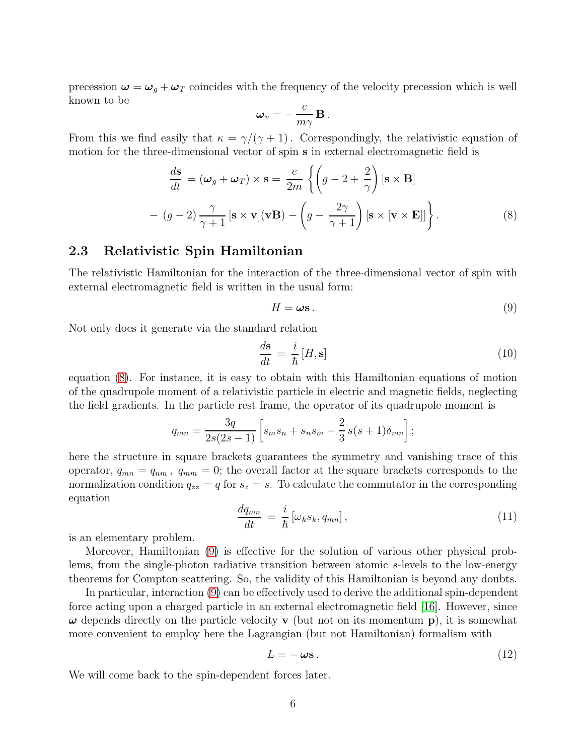precession $\boldsymbol{\omega} = \boldsymbol{\omega}_g + \boldsymbol{\omega}_T$ coincides with the frequency of the velocity precession which is well known to be

$$\boldsymbol{\omega}_v = -\frac{e}{m\gamma}\,\mathbf{B}\,.$$

From this we find easily that $\kappa = \gamma/(\gamma+1)$. Correspondingly, the relativistic equation of motion for the three-dimensional vector of spin $\mathbf{s}$ in external electromagnetic field is

$$\frac{d\mathbf{s}}{dt} = (\boldsymbol{\omega}_g + \boldsymbol{\omega}_T)\times\mathbf{s} = \frac{e}{2m}\left\{\left(g-2+\frac{2}{\gamma}\right)[\mathbf{s}\times\mathbf{B}] - (g-2)\,\frac{\gamma}{\gamma+1}\,[\mathbf{s}\times\mathbf{v}](\mathbf{vB}) - \left(g-\frac{2\gamma}{\gamma+1}\right)[\mathbf{s}\times[\mathbf{v}\times\mathbf{E}]]\right\}. \tag{8}$$

## 2.3 Relativistic Spin Hamiltonian

The relativistic Hamiltonian for the interaction of the three-dimensional vector of spin with external electromagnetic field is written in the usual form:

$$H = \boldsymbol{\omega}\mathbf{s}\,. \tag{9}$$

Not only does it generate via the standard relation

$$\frac{d\mathbf{s}}{dt} = \frac{i}{\hbar}\,[H,\mathbf{s}] \tag{10}$$

equation (8). For instance, it is easy to obtain with this Hamiltonian equations of motion of the quadrupole moment of a relativistic particle in electric and magnetic fields, neglecting the field gradients. In the particle rest frame, the operator of its quadrupole moment is

$$q_{mn} = \frac{3q}{2s(2s-1)}\left[s_m s_n + s_n s_m - \frac{2}{3}\,s(s+1)\delta_{mn}\right];$$

here the structure in square brackets guarantees the symmetry and vanishing trace of this operator, $q_{mn} = q_{nm}$, $q_{mm} = 0$; the overall factor at the square brackets corresponds to the normalization condition $q_{zz} = q$ for $s_z = s$. To calculate the commutator in the corresponding equation

$$\frac{dq_{mn}}{dt} = \frac{i}{\hbar}\,[\omega_k s_k, q_{mn}]\,, \tag{11}$$

is an elementary problem.

Moreover, Hamiltonian (9) is effective for the solution of various other physical problems, from the single-photon radiative transition between atomic $s$-levels to the low-energy theorems for Compton scattering. So, the validity of this Hamiltonian is beyond any doubts.

In particular, interaction (9) can be effectively used to derive the additional spin-dependent force acting upon a charged particle in an external electromagnetic field [16]. However, since $\boldsymbol{\omega}$ depends directly on the particle velocity $\mathbf{v}$ (but not on its momentum $\mathbf{p}$), it is somewhat more convenient to employ here the Lagrangian (but not Hamiltonian) formalism with

$$L = -\,\boldsymbol{\omega}\mathbf{s}\,. \tag{12}$$

We will come back to the spin-dependent forces later.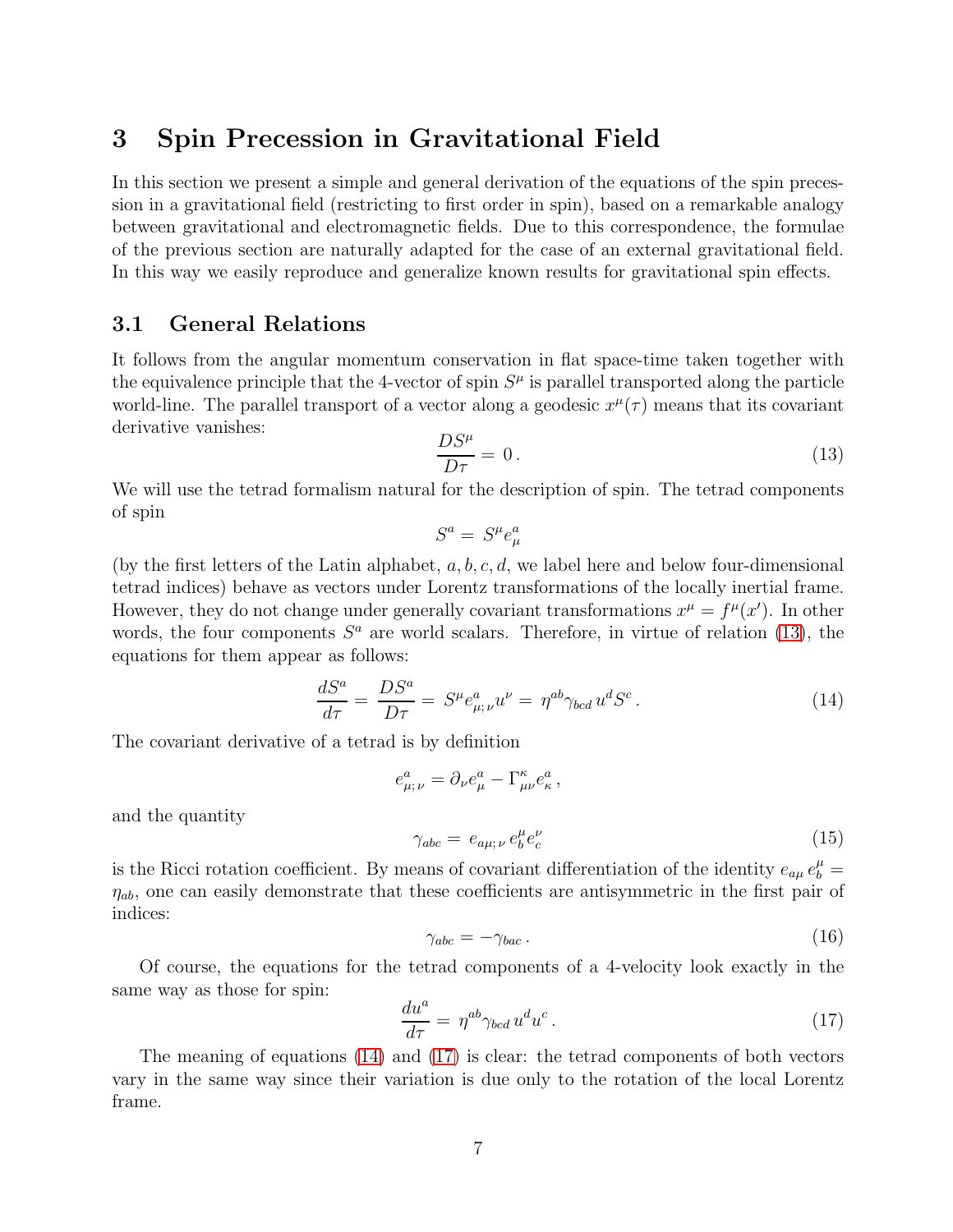## 3 Spin Precession in Gravitational Field

In this section we present a simple and general derivation of the equations of the spin precession in a gravitational field (restricting to first order in spin), based on a remarkable analogy between gravitational and electromagnetic fields. Due to this correspondence, the formulae of the previous section are naturally adapted for the case of an external gravitational field. In this way we easily reproduce and generalize known results for gravitational spin effects.

### 3.1 General Relations

It follows from the angular momentum conservation in flat space-time taken together with the equivalence principle that the 4-vector of spin $S^\mu$ is parallel transported along the particle world-line. The parallel transport of a vector along a geodesic $x^\mu(\tau)$ means that its covariant derivative vanishes:

$$\frac{DS^\mu}{D\tau} = 0 \,. \tag{13}$$

We will use the tetrad formalism natural for the description of spin. The tetrad components of spin

$$S^a = S^\mu e^a_\mu$$

(by the first letters of the Latin alphabet, $a, b, c, d$, we label here and below four-dimensional tetrad indices) behave as vectors under Lorentz transformations of the locally inertial frame. However, they do not change under generally covariant transformations $x^\mu = f^\mu(x')$. In other words, the four components $S^a$ are world scalars. Therefore, in virtue of relation (13), the equations for them appear as follows:

$$\frac{dS^a}{d\tau} = \frac{DS^a}{D\tau} = S^\mu e^a_{\mu;\,\nu} u^\nu = \eta^{ab} \gamma_{bcd}\, u^d S^c \,. \tag{14}$$

The covariant derivative of a tetrad is by definition

$$e^a_{\mu;\,\nu} = \partial_\nu e^a_\mu - \Gamma^\kappa_{\mu\nu} e^a_\kappa \,,$$

and the quantity

$$\gamma_{abc} = e_{a\mu;\,\nu}\, e^\mu_b e^\nu_c \tag{15}$$

is the Ricci rotation coefficient. By means of covariant differentiation of the identity $e_{a\mu}\, e^\mu_b = \eta_{ab}$, one can easily demonstrate that these coefficients are antisymmetric in the first pair of indices:

$$\gamma_{abc} = -\gamma_{bac} \,. \tag{16}$$

Of course, the equations for the tetrad components of a 4-velocity look exactly in the same way as those for spin:

$$\frac{du^a}{d\tau} = \eta^{ab} \gamma_{bcd}\, u^d u^c \,. \tag{17}$$

The meaning of equations (14) and (17) is clear: the tetrad components of both vectors vary in the same way since their variation is due only to the rotation of the local Lorentz frame.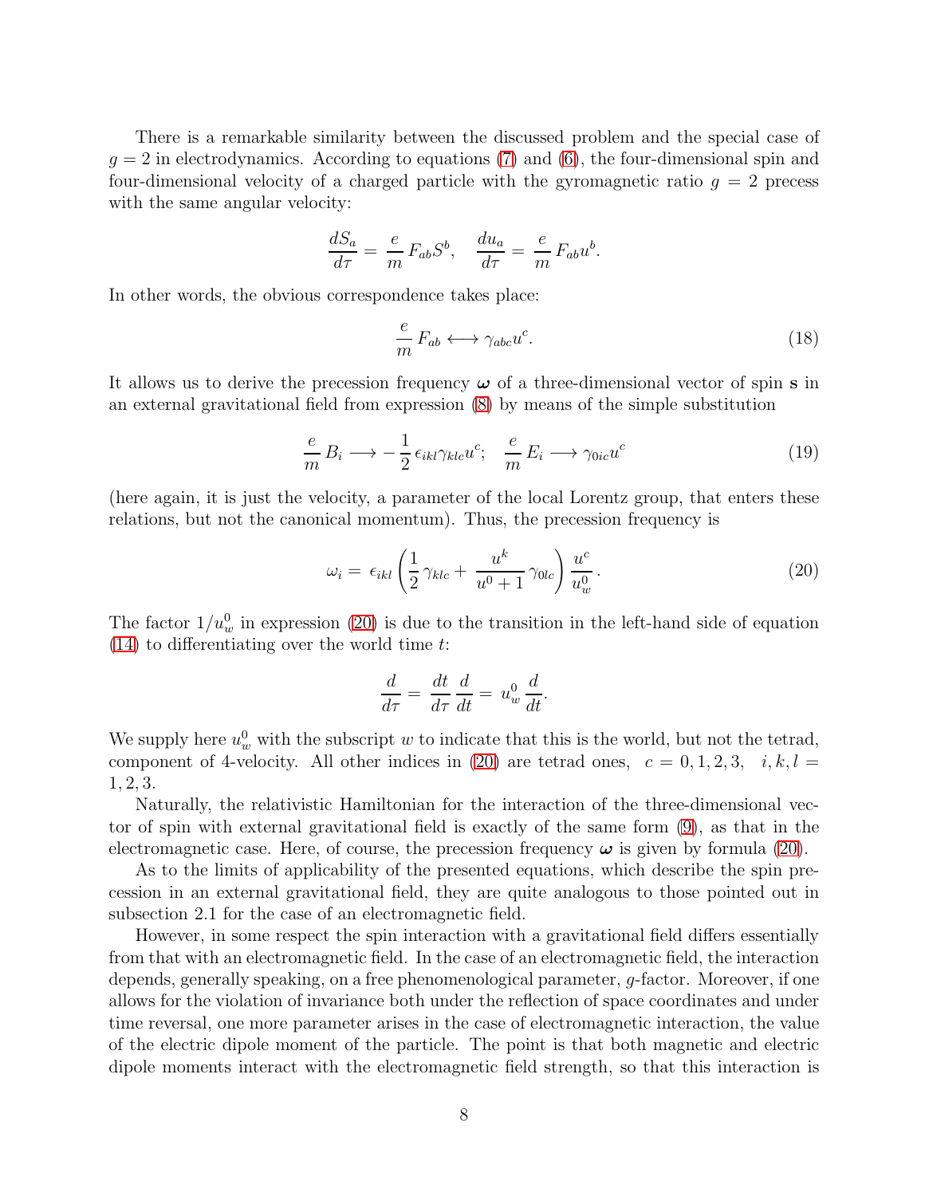There is a remarkable similarity between the discussed problem and the special case of $g = 2$ in electrodynamics. According to equations (7) and (6), the four-dimensional spin and four-dimensional velocity of a charged particle with the gyromagnetic ratio $g = 2$ precess with the same angular velocity:

$$\frac{dS_a}{d\tau} = \frac{e}{m}\,F_{ab}S^b, \quad \frac{du_a}{d\tau} = \frac{e}{m}\,F_{ab}u^b.$$

In other words, the obvious correspondence takes place:

$$\frac{e}{m}\,F_{ab} \longleftrightarrow \gamma_{abc}u^c. \tag{18}$$

It allows us to derive the precession frequency $\boldsymbol{\omega}$ of a three-dimensional vector of spin $\mathbf{s}$ in an external gravitational field from expression (8) by means of the simple substitution

$$\frac{e}{m}\,B_i \longrightarrow -\,\frac{1}{2}\,\epsilon_{ikl}\gamma_{klc}u^c; \quad \frac{e}{m}\,E_i \longrightarrow \gamma_{0ic}u^c \tag{19}$$

(here again, it is just the velocity, a parameter of the local Lorentz group, that enters these relations, but not the canonical momentum). Thus, the precession frequency is

$$\omega_i = \epsilon_{ikl}\left(\frac{1}{2}\,\gamma_{klc} + \frac{u^k}{u^0+1}\,\gamma_{0lc}\right)\frac{u^c}{u^0_w}. \tag{20}$$

The factor $1/u^0_w$ in expression (20) is due to the transition in the left-hand side of equation (14) to differentiating over the world time $t$:

$$\frac{d}{d\tau} = \frac{dt}{d\tau}\,\frac{d}{dt} = u^0_w\,\frac{d}{dt}.$$

We supply here $u^0_w$ with the subscript $w$ to indicate that this is the world, but not the tetrad, component of 4-velocity. All other indices in (20) are tetrad ones, $c = 0, 1, 2, 3,\quad i, k, l = 1, 2, 3$.

Naturally, the relativistic Hamiltonian for the interaction of the three-dimensional vector of spin with external gravitational field is exactly of the same form (9), as that in the electromagnetic case. Here, of course, the precession frequency $\boldsymbol{\omega}$ is given by formula (20).

As to the limits of applicability of the presented equations, which describe the spin precession in an external gravitational field, they are quite analogous to those pointed out in subsection 2.1 for the case of an electromagnetic field.

However, in some respect the spin interaction with a gravitational field differs essentially from that with an electromagnetic field. In the case of an electromagnetic field, the interaction depends, generally speaking, on a free phenomenological parameter, $g$-factor. Moreover, if one allows for the violation of invariance both under the reflection of space coordinates and under time reversal, one more parameter arises in the case of electromagnetic interaction, the value of the electric dipole moment of the particle. The point is that both magnetic and electric dipole moments interact with the electromagnetic field strength, so that this interaction is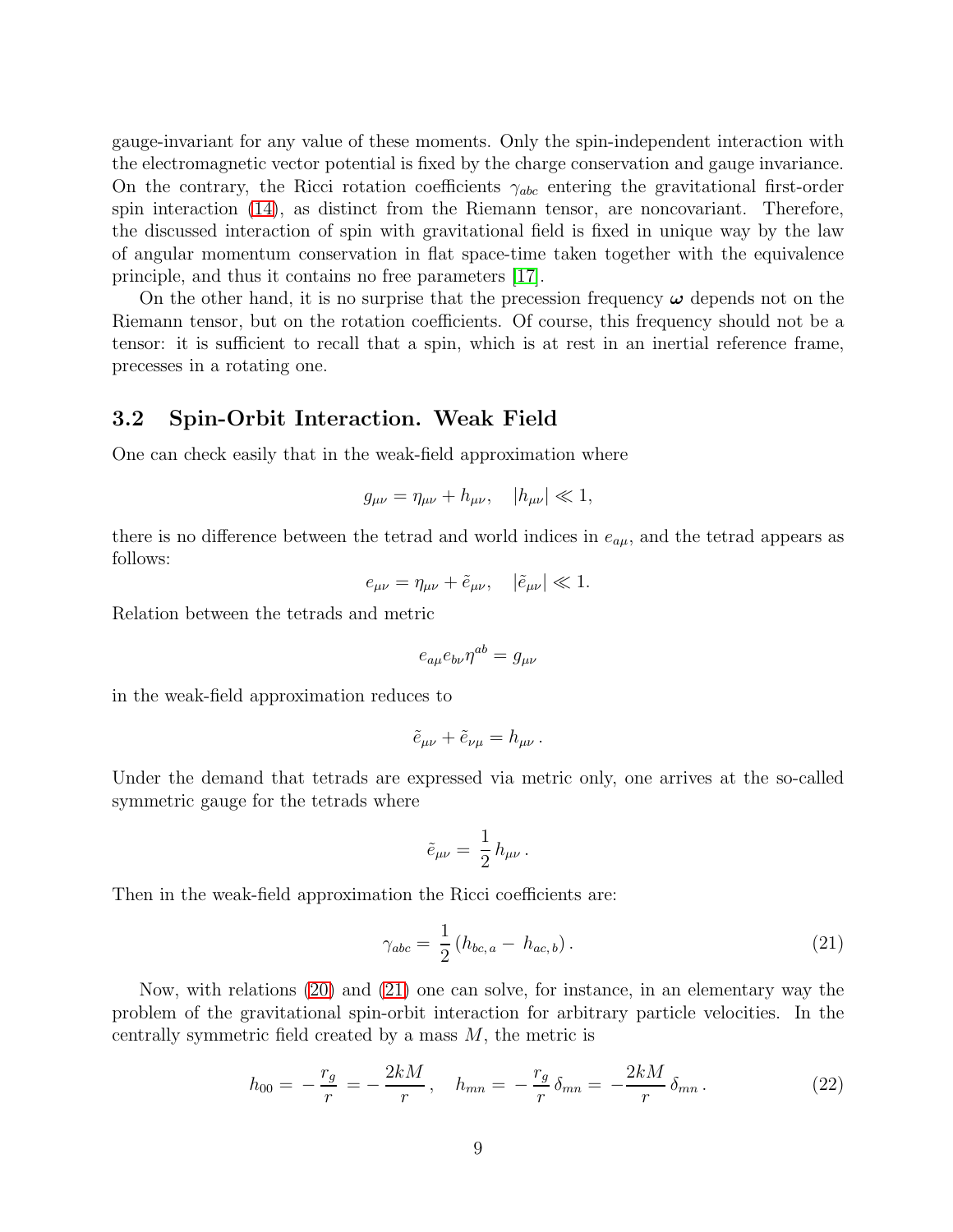gauge-invariant for any value of these moments. Only the spin-independent interaction with the electromagnetic vector potential is fixed by the charge conservation and gauge invariance. On the contrary, the Ricci rotation coefficients $\gamma_{abc}$ entering the gravitational first-order spin interaction (14), as distinct from the Riemann tensor, are noncovariant. Therefore, the discussed interaction of spin with gravitational field is fixed in unique way by the law of angular momentum conservation in flat space-time taken together with the equivalence principle, and thus it contains no free parameters [17].

On the other hand, it is no surprise that the precession frequency $\boldsymbol{\omega}$ depends not on the Riemann tensor, but on the rotation coefficients. Of course, this frequency should not be a tensor: it is sufficient to recall that a spin, which is at rest in an inertial reference frame, precesses in a rotating one.

### 3.2 Spin-Orbit Interaction. Weak Field

One can check easily that in the weak-field approximation where

$$g_{\mu\nu} = \eta_{\mu\nu} + h_{\mu\nu}, \quad |h_{\mu\nu}| \ll 1,$$

there is no difference between the tetrad and world indices in $e_{a\mu}$, and the tetrad appears as follows:

$$e_{\mu\nu} = \eta_{\mu\nu} + \tilde{e}_{\mu\nu}, \quad |\tilde{e}_{\mu\nu}| \ll 1.$$

Relation between the tetrads and metric

$$e_{a\mu} e_{b\nu} \eta^{ab} = g_{\mu\nu}$$

in the weak-field approximation reduces to

$$\tilde{e}_{\mu\nu} + \tilde{e}_{\nu\mu} = h_{\mu\nu}\,.$$

Under the demand that tetrads are expressed via metric only, one arrives at the so-called symmetric gauge for the tetrads where

$$\tilde{e}_{\mu\nu} = \frac{1}{2}\, h_{\mu\nu}\,.$$

Then in the weak-field approximation the Ricci coefficients are:

$$\gamma_{abc} = \frac{1}{2}\left(h_{bc,\,a} - h_{ac,\,b}\right). \tag{21}$$

Now, with relations (20) and (21) one can solve, for instance, in an elementary way the problem of the gravitational spin-orbit interaction for arbitrary particle velocities. In the centrally symmetric field created by a mass $M$, the metric is

$$h_{00} = -\frac{r_g}{r} = -\frac{2kM}{r}, \quad h_{mn} = -\frac{r_g}{r}\,\delta_{mn} = -\frac{2kM}{r}\,\delta_{mn}\,. \tag{22}$$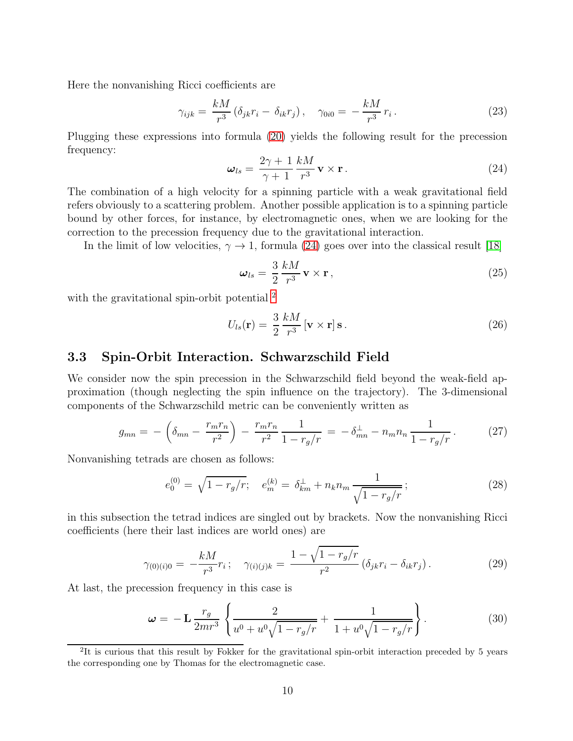Here the nonvanishing Ricci coefficients are

$$\gamma_{ijk} = \frac{kM}{r^3}\left(\delta_{jk} r_i - \delta_{ik} r_j\right), \quad \gamma_{0i0} = -\frac{kM}{r^3}\, r_i\,. \tag{23}$$

Plugging these expressions into formula (20) yields the following result for the precession frequency:

$$\boldsymbol{\omega}_{ls} = \frac{2\gamma + 1}{\gamma + 1}\, \frac{kM}{r^3}\, \mathbf{v} \times \mathbf{r}\,. \tag{24}$$

The combination of a high velocity for a spinning particle with a weak gravitational field refers obviously to a scattering problem. Another possible application is to a spinning particle bound by other forces, for instance, by electromagnetic ones, when we are looking for the correction to the precession frequency due to the gravitational interaction.

In the limit of low velocities, $\gamma \to 1$, formula (24) goes over into the classical result [18]

$$\boldsymbol{\omega}_{ls} = \frac{3}{2}\, \frac{kM}{r^3}\, \mathbf{v} \times \mathbf{r}\,, \tag{25}$$

with the gravitational spin-orbit potential [2]

$$U_{ls}(\mathbf{r}) = \frac{3}{2}\, \frac{kM}{r^3}\, [\mathbf{v} \times \mathbf{r}]\, \mathbf{s}\,. \tag{26}$$

### 3.3 Spin-Orbit Interaction. Schwarzschild Field

We consider now the spin precession in the Schwarzschild field beyond the weak-field approximation (though neglecting the spin influence on the trajectory). The 3-dimensional components of the Schwarzschild metric can be conveniently written as

$$g_{mn} = -\left(\delta_{mn} - \frac{r_m r_n}{r^2}\right) - \frac{r_m r_n}{r^2}\, \frac{1}{1 - r_g/r} = -\,\delta^{\perp}_{mn} - n_m n_n\, \frac{1}{1 - r_g/r}\,. \tag{27}$$

Nonvanishing tetrads are chosen as follows:

$$e^{(0)}_0 = \sqrt{1 - r_g/r}; \quad e^{(k)}_m = \delta^{\perp}_{km} + n_k n_m\, \frac{1}{\sqrt{1 - r_g/r}}\,; \tag{28}$$

in this subsection the tetrad indices are singled out by brackets. Now the nonvanishing Ricci coefficients (here their last indices are world ones) are

$$\gamma_{(0)(i)0} = -\frac{kM}{r^3} r_i\,; \quad \gamma_{(i)(j)k} = \frac{1 - \sqrt{1 - r_g/r}}{r^2}\left(\delta_{jk} r_i - \delta_{ik} r_j\right). \tag{29}$$

At last, the precession frequency in this case is

$$\boldsymbol{\omega} = -\,\mathbf{L}\, \frac{r_g}{2mr^3}\, \left\{ \frac{2}{u^0 + u^0\sqrt{1 - r_g/r}} + \frac{1}{1 + u^0\sqrt{1 - r_g/r}} \right\}. \tag{30}$$

---

[2] It is curious that this result by Fokker for the gravitational spin-orbit interaction preceded by 5 years the corresponding one by Thomas for the electromagnetic case.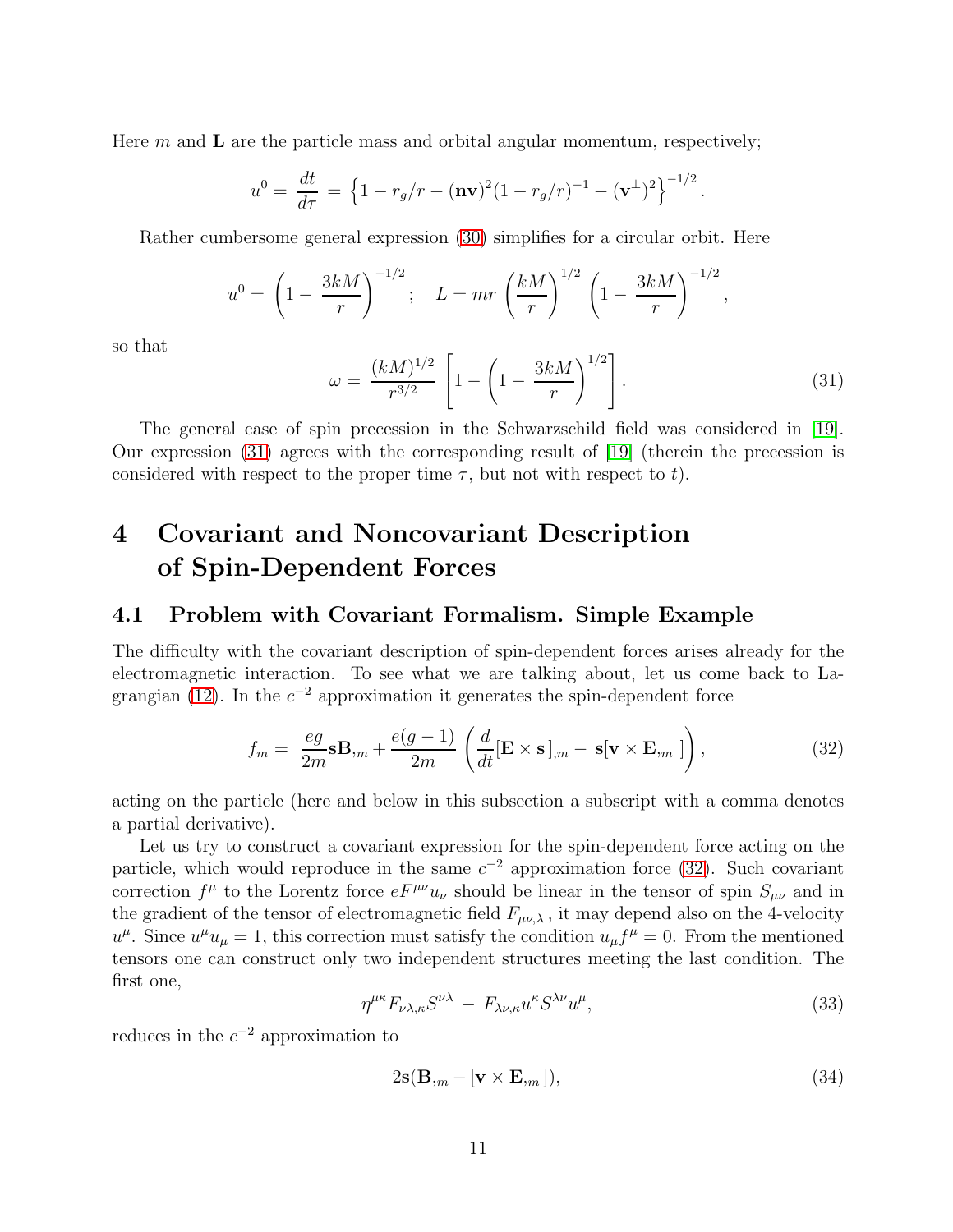Here $m$ and $\mathbf{L}$ are the particle mass and orbital angular momentum, respectively;

$$u^0 = \frac{dt}{d\tau} = \left\{1 - r_g/r - (\mathbf{nv})^2(1 - r_g/r)^{-1} - (\mathbf{v}^{\perp})^2\right\}^{-1/2}.$$

Rather cumbersome general expression (30) simplifies for a circular orbit. Here

$$u^0 = \left(1 - \frac{3kM}{r}\right)^{-1/2}; \quad L = mr\left(\frac{kM}{r}\right)^{1/2}\left(1 - \frac{3kM}{r}\right)^{-1/2},$$

so that

$$\omega = \frac{(kM)^{1/2}}{r^{3/2}}\left[1 - \left(1 - \frac{3kM}{r}\right)^{1/2}\right]. \tag{31}$$

The general case of spin precession in the Schwarzschild field was considered in [19]. Our expression (31) agrees with the corresponding result of [19] (therein the precession is considered with respect to the proper time $\tau$, but not with respect to $t$).

# 4 Covariant and Noncovariant Description of Spin-Dependent Forces

## 4.1 Problem with Covariant Formalism. Simple Example

The difficulty with the covariant description of spin-dependent forces arises already for the electromagnetic interaction. To see what we are talking about, let us come back to Lagrangian (12). In the $c^{-2}$ approximation it generates the spin-dependent force

$$f_m = \frac{eg}{2m}\mathbf{s}\mathbf{B}_{,m} + \frac{e(g-1)}{2m}\left(\frac{d}{dt}[\mathbf{E}\times\mathbf{s}]_{,m} - \mathbf{s}[\mathbf{v}\times\mathbf{E}_{,m}]\right), \tag{32}$$

acting on the particle (here and below in this subsection a subscript with a comma denotes a partial derivative).

Let us try to construct a covariant expression for the spin-dependent force acting on the particle, which would reproduce in the same $c^{-2}$ approximation force (32). Such covariant correction $f^\mu$ to the Lorentz force $eF^{\mu\nu}u_\nu$ should be linear in the tensor of spin $S_{\mu\nu}$ and in the gradient of the tensor of electromagnetic field $F_{\mu\nu,\lambda}$, it may depend also on the 4-velocity $u^\mu$. Since $u^\mu u_\mu = 1$, this correction must satisfy the condition $u_\mu f^\mu = 0$. From the mentioned tensors one can construct only two independent structures meeting the last condition. The first one,

$$\eta^{\mu\kappa}F_{\nu\lambda,\kappa}S^{\nu\lambda} - F_{\lambda\nu,\kappa}u^\kappa S^{\lambda\nu}u^\mu, \tag{33}$$

reduces in the $c^{-2}$ approximation to

$$2\mathbf{s}(\mathbf{B}_{,m} - [\mathbf{v}\times\mathbf{E}_{,m}]), \tag{34}$$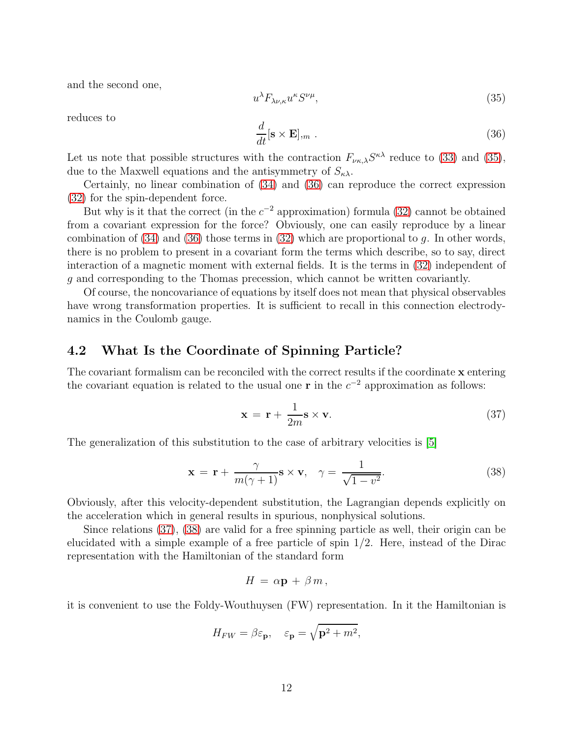and the second one,

$$u^\lambda F_{\lambda\nu,\kappa} u^\kappa S^{\nu\mu}, \tag{35}$$

reduces to

$$\frac{d}{dt}[\mathbf{s}\times\mathbf{E}]_{,m} \, . \tag{36}$$

Let us note that possible structures with the contraction $F_{\nu\kappa,\lambda}S^{\kappa\lambda}$ reduce to (33) and (35), due to the Maxwell equations and the antisymmetry of $S_{\kappa\lambda}$.

Certainly, no linear combination of (34) and (36) can reproduce the correct expression (32) for the spin-dependent force.

But why is it that the correct (in the $c^{-2}$ approximation) formula (32) cannot be obtained from a covariant expression for the force? Obviously, one can easily reproduce by a linear combination of (34) and (36) those terms in (32) which are proportional to $g$. In other words, there is no problem to present in a covariant form the terms which describe, so to say, direct interaction of a magnetic moment with external fields. It is the terms in (32) independent of $g$ and corresponding to the Thomas precession, which cannot be written covariantly.

Of course, the noncovariance of equations by itself does not mean that physical observables have wrong transformation properties. It is sufficient to recall in this connection electrodynamics in the Coulomb gauge.

## 4.2 What Is the Coordinate of Spinning Particle?

The covariant formalism can be reconciled with the correct results if the coordinate $\mathbf{x}$ entering the covariant equation is related to the usual one $\mathbf{r}$ in the $c^{-2}$ approximation as follows:

$$\mathbf{x} = \mathbf{r} + \frac{1}{2m}\mathbf{s}\times\mathbf{v}. \tag{37}$$

The generalization of this substitution to the case of arbitrary velocities is [5]

$$\mathbf{x} = \mathbf{r} + \frac{\gamma}{m(\gamma+1)}\mathbf{s}\times\mathbf{v}, \quad \gamma = \frac{1}{\sqrt{1-v^2}}. \tag{38}$$

Obviously, after this velocity-dependent substitution, the Lagrangian depends explicitly on the acceleration which in general results in spurious, nonphysical solutions.

Since relations (37), (38) are valid for a free spinning particle as well, their origin can be elucidated with a simple example of a free particle of spin 1/2. Here, instead of the Dirac representation with the Hamiltonian of the standard form

$$H = \alpha\mathbf{p} + \beta\, m\,,$$

it is convenient to use the Foldy-Wouthuysen (FW) representation. In it the Hamiltonian is

$$H_{FW} = \beta\varepsilon_{\mathbf{p}}, \quad \varepsilon_{\mathbf{p}} = \sqrt{\mathbf{p}^2 + m^2},$$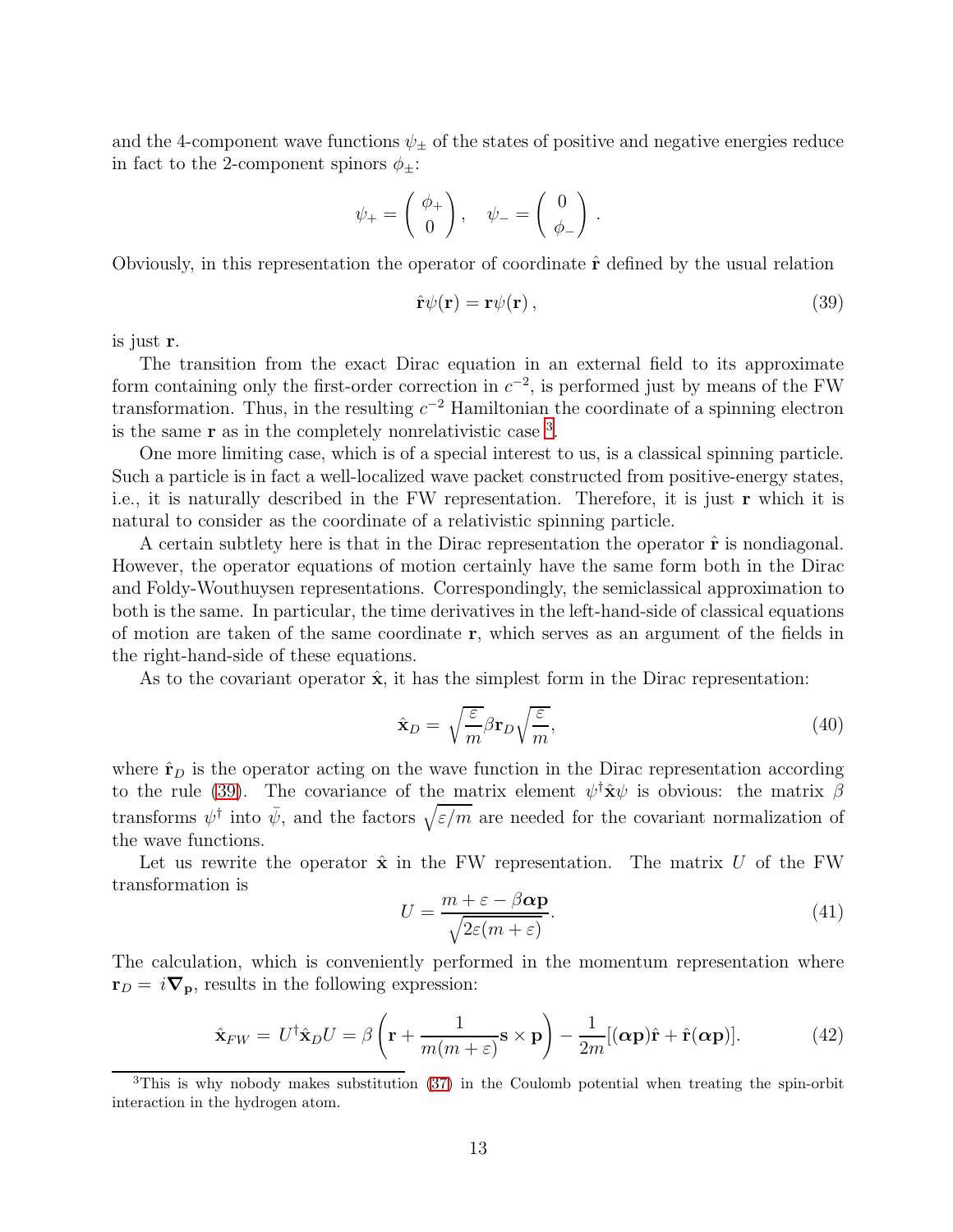and the 4-component wave functions $\psi_\pm$ of the states of positive and negative energies reduce in fact to the 2-component spinors $\phi_\pm$:

$$\psi_+ = \begin{pmatrix} \phi_+ \\ 0 \end{pmatrix}, \quad \psi_- = \begin{pmatrix} 0 \\ \phi_- \end{pmatrix}.$$

Obviously, in this representation the operator of coordinate $\hat{\mathbf{r}}$ defined by the usual relation

$$\hat{\mathbf{r}}\psi(\mathbf{r}) = \mathbf{r}\psi(\mathbf{r})\,, \tag{39}$$

is just $\mathbf{r}$.

The transition from the exact Dirac equation in an external field to its approximate form containing only the first-order correction in $c^{-2}$, is performed just by means of the FW transformation. Thus, in the resulting $c^{-2}$ Hamiltonian the coordinate of a spinning electron is the same $\mathbf{r}$ as in the completely nonrelativistic case [3].

One more limiting case, which is of a special interest to us, is a classical spinning particle. Such a particle is in fact a well-localized wave packet constructed from positive-energy states, i.e., it is naturally described in the FW representation. Therefore, it is just $\mathbf{r}$ which it is natural to consider as the coordinate of a relativistic spinning particle.

A certain subtlety here is that in the Dirac representation the operator $\hat{\mathbf{r}}$ is nondiagonal. However, the operator equations of motion certainly have the same form both in the Dirac and Foldy-Wouthuysen representations. Correspondingly, the semiclassical approximation to both is the same. In particular, the time derivatives in the left-hand-side of classical equations of motion are taken of the same coordinate $\mathbf{r}$, which serves as an argument of the fields in the right-hand-side of these equations.

As to the covariant operator $\hat{\mathbf{x}}$, it has the simplest form in the Dirac representation:

$$\hat{\mathbf{x}}_D = \sqrt{\frac{\varepsilon}{m}}\beta\mathbf{r}_D\sqrt{\frac{\varepsilon}{m}}, \tag{40}$$

where $\hat{\mathbf{r}}_D$ is the operator acting on the wave function in the Dirac representation according to the rule (39). The covariance of the matrix element $\psi^\dagger\hat{\mathbf{x}}\psi$ is obvious: the matrix $\beta$ transforms $\psi^\dagger$ into $\bar{\psi}$, and the factors $\sqrt{\varepsilon/m}$ are needed for the covariant normalization of the wave functions.

Let us rewrite the operator $\hat{\mathbf{x}}$ in the FW representation. The matrix $U$ of the FW transformation is

$$U = \frac{m + \varepsilon - \beta\boldsymbol{\alpha}\mathbf{p}}{\sqrt{2\varepsilon(m+\varepsilon)}}. \tag{41}$$

The calculation, which is conveniently performed in the momentum representation where $\mathbf{r}_D = i\boldsymbol{\nabla}_{\mathbf{p}}$, results in the following expression:

$$\hat{\mathbf{x}}_{FW} = U^\dagger\hat{\mathbf{x}}_D U = \beta\left(\mathbf{r} + \frac{1}{m(m+\varepsilon)}\mathbf{s}\times\mathbf{p}\right) - \frac{1}{2m}[(\boldsymbol{\alpha}\mathbf{p})\hat{\mathbf{r}} + \hat{\mathbf{r}}(\boldsymbol{\alpha}\mathbf{p})]. \tag{42}$$

[3] This is why nobody makes substitution (37) in the Coulomb potential when treating the spin-orbit interaction in the hydrogen atom.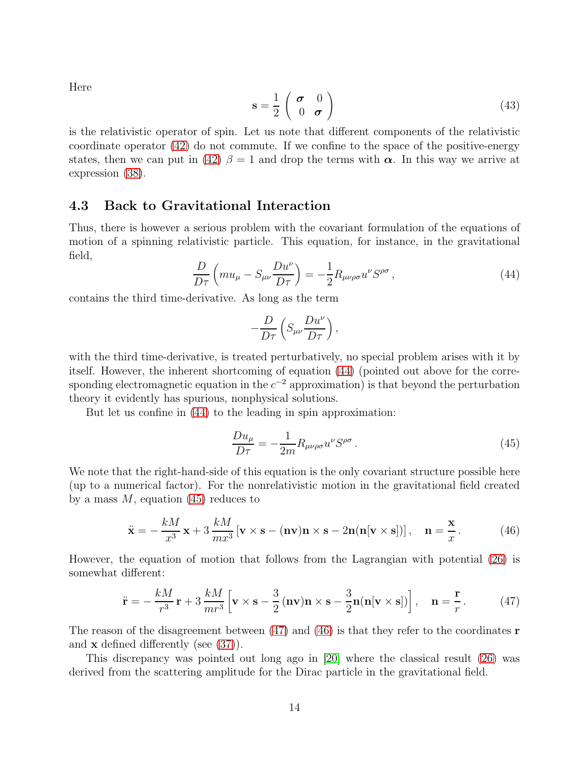Here

$$\mathbf{s} = \frac{1}{2} \begin{pmatrix} \boldsymbol{\sigma} & 0 \\ 0 & \boldsymbol{\sigma} \end{pmatrix} \tag{43}$$

is the relativistic operator of spin. Let us note that different components of the relativistic coordinate operator (42) do not commute. If we confine to the space of the positive-energy states, then we can put in (42) $\beta = 1$ and drop the terms with $\boldsymbol{\alpha}$. In this way we arrive at expression (38).

### 4.3 Back to Gravitational Interaction

Thus, there is however a serious problem with the covariant formulation of the equations of motion of a spinning relativistic particle. This equation, for instance, in the gravitational field,

$$\frac{D}{D\tau}\left(mu_\mu - S_{\mu\nu}\frac{Du^\nu}{D\tau}\right) = -\frac{1}{2}R_{\mu\nu\rho\sigma}u^\nu S^{\rho\sigma}\,, \tag{44}$$

contains the third time-derivative. As long as the term

$$-\frac{D}{D\tau}\left(S_{\mu\nu}\frac{Du^\nu}{D\tau}\right),$$

with the third time-derivative, is treated perturbatively, no special problem arises with it by itself. However, the inherent shortcoming of equation (44) (pointed out above for the corresponding electromagnetic equation in the $c^{-2}$ approximation) is that beyond the perturbation theory it evidently has spurious, nonphysical solutions.

But let us confine in (44) to the leading in spin approximation:

$$\frac{Du_\mu}{D\tau} = -\frac{1}{2m}R_{\mu\nu\rho\sigma}u^\nu S^{\rho\sigma}\,. \tag{45}$$

We note that the right-hand-side of this equation is the only covariant structure possible here (up to a numerical factor). For the nonrelativistic motion in the gravitational field created by a mass $M$, equation (45) reduces to

$$\ddot{\mathbf{x}} = -\frac{kM}{x^3}\,\mathbf{x} + 3\,\frac{kM}{mx^3}\left[\mathbf{v}\times\mathbf{s} - (\mathbf{n}\mathbf{v})\mathbf{n}\times\mathbf{s} - 2\mathbf{n}(\mathbf{n}[\mathbf{v}\times\mathbf{s}])\right], \quad \mathbf{n} = \frac{\mathbf{x}}{x}\,. \tag{46}$$

However, the equation of motion that follows from the Lagrangian with potential (26) is somewhat different:

$$\ddot{\mathbf{r}} = -\frac{kM}{r^3}\,\mathbf{r} + 3\,\frac{kM}{mr^3}\left[\mathbf{v}\times\mathbf{s} - \frac{3}{2}\,(\mathbf{n}\mathbf{v})\mathbf{n}\times\mathbf{s} - \frac{3}{2}\mathbf{n}(\mathbf{n}[\mathbf{v}\times\mathbf{s}])\right], \quad \mathbf{n} = \frac{\mathbf{r}}{r}\,. \tag{47}$$

The reason of the disagreement between (47) and (46) is that they refer to the coordinates $\mathbf{r}$ and $\mathbf{x}$ defined differently (see (37)).

This discrepancy was pointed out long ago in [20] where the classical result (26) was derived from the scattering amplitude for the Dirac particle in the gravitational field.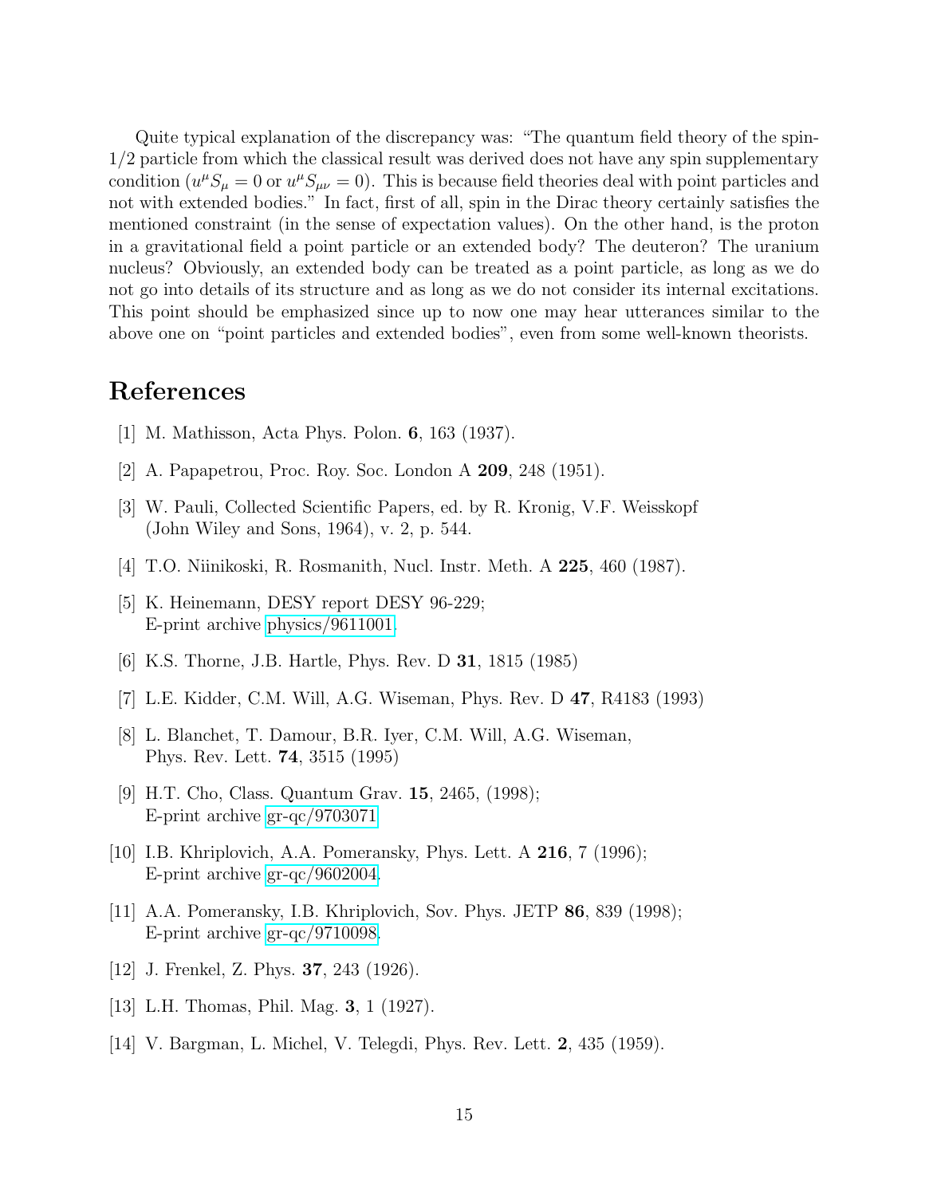Quite typical explanation of the discrepancy was: "The quantum field theory of the spin-1/2 particle from which the classical result was derived does not have any spin supplementary condition ($u^\mu S_\mu = 0$ or $u^\mu S_{\mu\nu} = 0$). This is because field theories deal with point particles and not with extended bodies." In fact, first of all, spin in the Dirac theory certainly satisfies the mentioned constraint (in the sense of expectation values). On the other hand, is the proton in a gravitational field a point particle or an extended body? The deuteron? The uranium nucleus? Obviously, an extended body can be treated as a point particle, as long as we do not go into details of its structure and as long as we do not consider its internal excitations. This point should be emphasized since up to now one may hear utterances similar to the above one on "point particles and extended bodies", even from some well-known theorists.

# References

[1] M. Mathisson, Acta Phys. Polon. **6**, 163 (1937).

[2] A. Papapetrou, Proc. Roy. Soc. London A **209**, 248 (1951).

[3] W. Pauli, Collected Scientific Papers, ed. by R. Kronig, V.F. Weisskopf (John Wiley and Sons, 1964), v. 2, p. 544.

[4] T.O. Niinikoski, R. Rosmanith, Nucl. Instr. Meth. A **225**, 460 (1987).

[5] K. Heinemann, DESY report DESY 96-229; E-print archive physics/9611001.

[6] K.S. Thorne, J.B. Hartle, Phys. Rev. D **31**, 1815 (1985)

[7] L.E. Kidder, C.M. Will, A.G. Wiseman, Phys. Rev. D **47**, R4183 (1993)

[8] L. Blanchet, T. Damour, B.R. Iyer, C.M. Will, A.G. Wiseman, Phys. Rev. Lett. **74**, 3515 (1995)

[9] H.T. Cho, Class. Quantum Grav. **15**, 2465, (1998); E-print archive gr-qc/9703071

[10] I.B. Khriplovich, A.A. Pomeransky, Phys. Lett. A **216**, 7 (1996); E-print archive gr-qc/9602004.

[11] A.A. Pomeransky, I.B. Khriplovich, Sov. Phys. JETP **86**, 839 (1998); E-print archive gr-qc/9710098.

[12] J. Frenkel, Z. Phys. **37**, 243 (1926).

[13] L.H. Thomas, Phil. Mag. **3**, 1 (1927).

[14] V. Bargman, L. Michel, V. Telegdi, Phys. Rev. Lett. **2**, 435 (1959).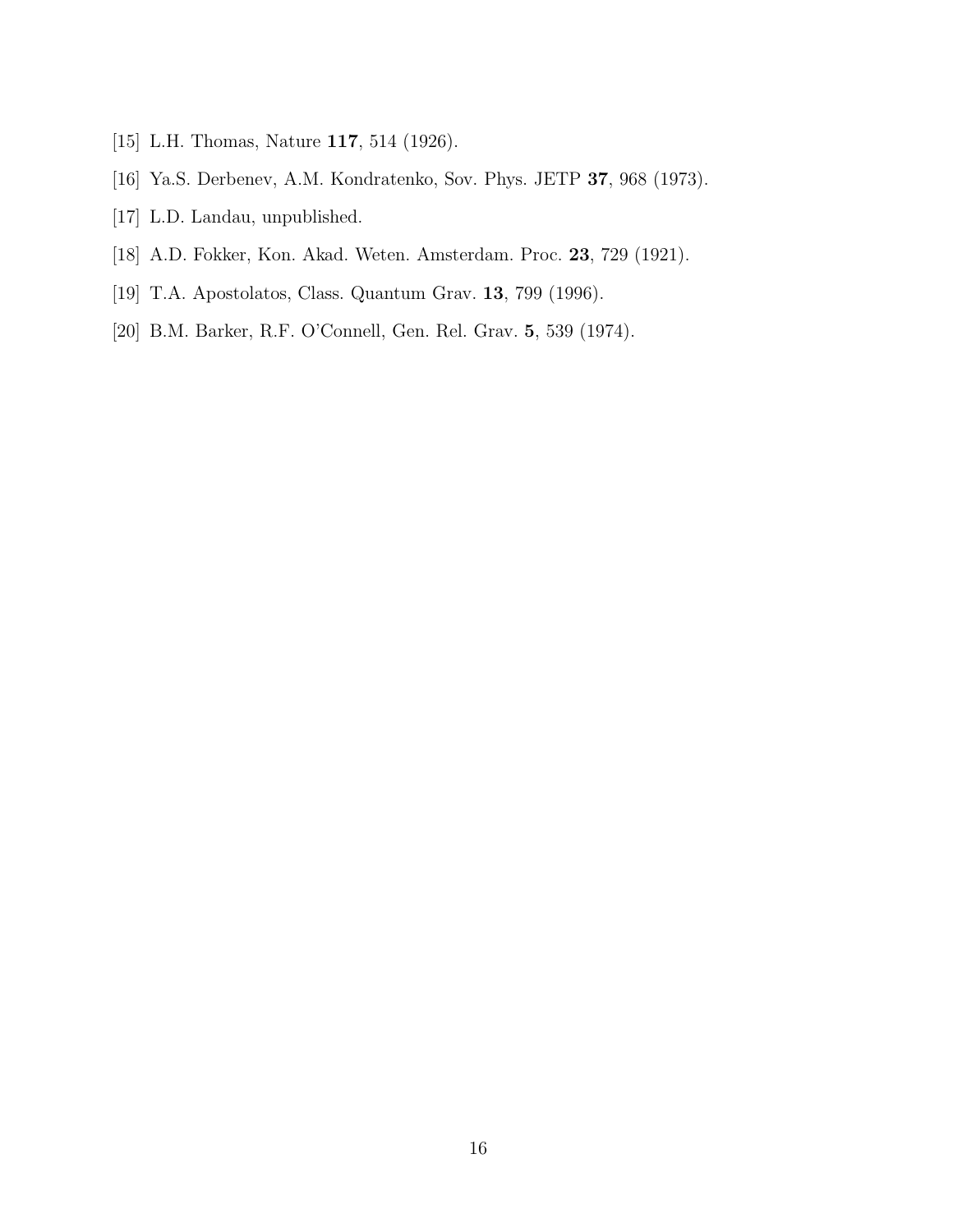[15] L.H. Thomas, Nature **117**, 514 (1926).

[16] Ya.S. Derbenev, A.M. Kondratenko, Sov. Phys. JETP **37**, 968 (1973).

[17] L.D. Landau, unpublished.

[18] A.D. Fokker, Kon. Akad. Weten. Amsterdam. Proc. **23**, 729 (1921).

[19] T.A. Apostolatos, Class. Quantum Grav. **13**, 799 (1996).

[20] B.M. Barker, R.F. O'Connell, Gen. Rel. Grav. **5**, 539 (1974).